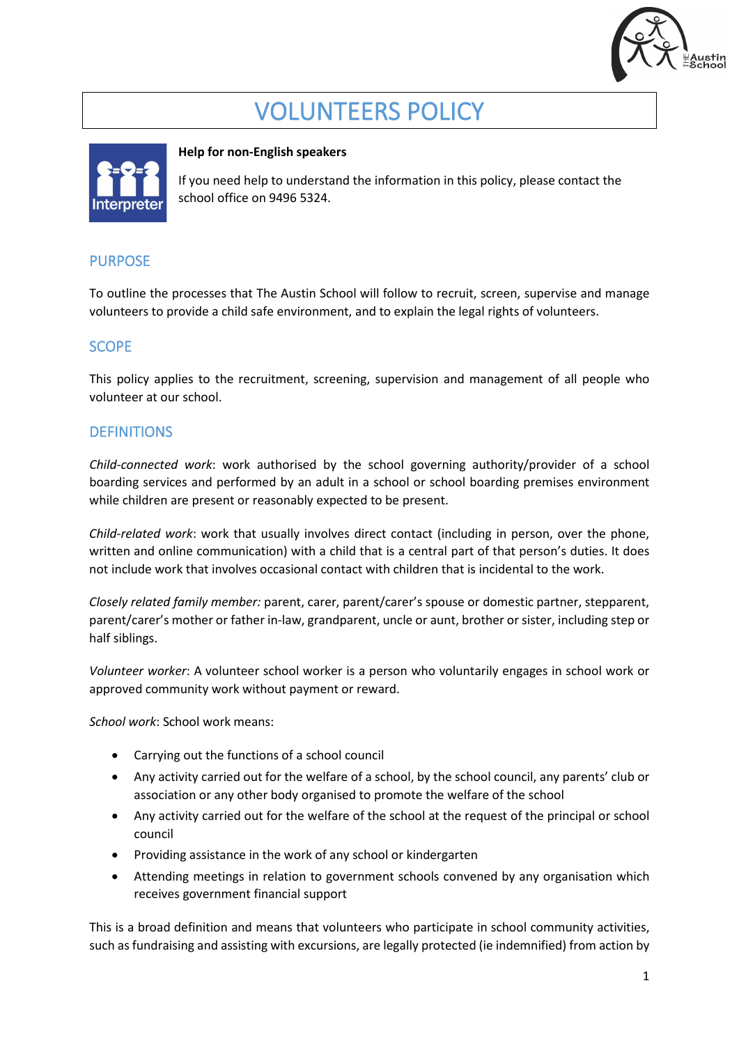# VOLUNTEERS POLICY

**Help for non-English speakers**

If you need help to understand the information in this policy, please contact the school office on 9496 5324.

## PURPOSE

To outline the processes that The Austin School will follow to recruit, screen, supervise and manage volunteers to provide a child safe environment, and to explain the legal rights of volunteers.

## SCOPE

This policy applies to the recruitment, screening, supervision and management of all people who volunteer at our school.

## DEFINITIONS

*Child-connected work*: work authorised by the school governing authority/provider of a school boarding services and performed by an adult in a school or school boarding premises environment while children are present or reasonably expected to be present.

*Child-related work*: work that usually involves direct contact (including in person, over the phone, written and online communication) with a child that is a central part of that person's duties. It does not include work that involves occasional contact with children that is incidental to the work.

*Closely related family member:* parent, carer, parent/carer's spouse or domestic partner, stepparent, parent/carer's mother or father in-law, grandparent, uncle or aunt, brother or sister, including step or half siblings.

*Volunteer worker*: A volunteer school worker is a person who voluntarily engages in school work or approved community work without payment or reward.

*School work*: School work means:

- Carrying out the functions of a school council
- Any activity carried out for the welfare of a school, by the school council, any parents' club or association or any other body organised to promote the welfare of the school
- Any activity carried out for the welfare of the school at the request of the principal or school council
- Providing assistance in the work of any school or kindergarten
- Attending meetings in relation to government schools convened by any organisation which receives government financial support

This is a broad definition and means that volunteers who participate in school community activities, such as fundraising and assisting with excursions, are legally protected (ie indemnified) from action by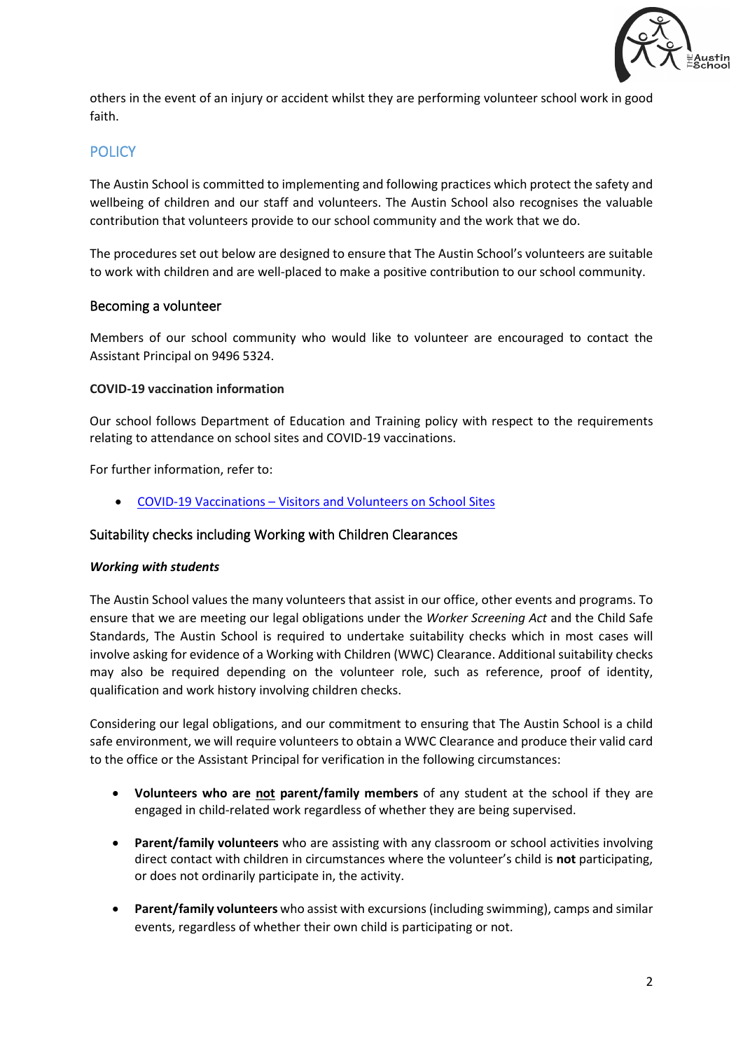others in the event of an injury or accident whilst they are performing volunteer school work in good faith.

## POLICY

The Austin School is committed to implementing and following practices which protect the safety and wellbeing of children and our staff and volunteers. The Austin School also recognises the valuable contribution that volunteers provide to our school community and the work that we do.

The procedures set out below are designed to ensure that The Austin School's volunteers are suitable to work with children and are well-placed to make a positive contribution to our school community.

### Becoming a volunteer

Members of our school community who would like to volunteer are encouraged to contact the Assistant Principal on 9496 5324.

**COVID-19 vaccination information**

Our school follows Department of Education and Training policy with respect to the requirements relating to attendance on school sites and COVID-19 vaccinations.

For further information, refer to:

- COVID-19 Vaccinations – Visitors and Volunteers on School Sites

### Suitability checks including Working with Children Clearances

***Working with students***

The Austin School values the many volunteers that assist in our office, other events and programs. To ensure that we are meeting our legal obligations under the *Worker Screening Act* and the Child Safe Standards, The Austin School is required to undertake suitability checks which in most cases will involve asking for evidence of a Working with Children (WWC) Clearance. Additional suitability checks may also be required depending on the volunteer role, such as reference, proof of identity, qualification and work history involving children checks.

Considering our legal obligations, and our commitment to ensuring that The Austin School is a child safe environment, we will require volunteers to obtain a WWC Clearance and produce their valid card to the office or the Assistant Principal for verification in the following circumstances:

- **Volunteers who are <u>not</u> parent/family members** of any student at the school if they are engaged in child-related work regardless of whether they are being supervised.
- **Parent/family volunteers** who are assisting with any classroom or school activities involving direct contact with children in circumstances where the volunteer's child is **not** participating, or does not ordinarily participate in, the activity.
- **Parent/family volunteers** who assist with excursions (including swimming), camps and similar events, regardless of whether their own child is participating or not.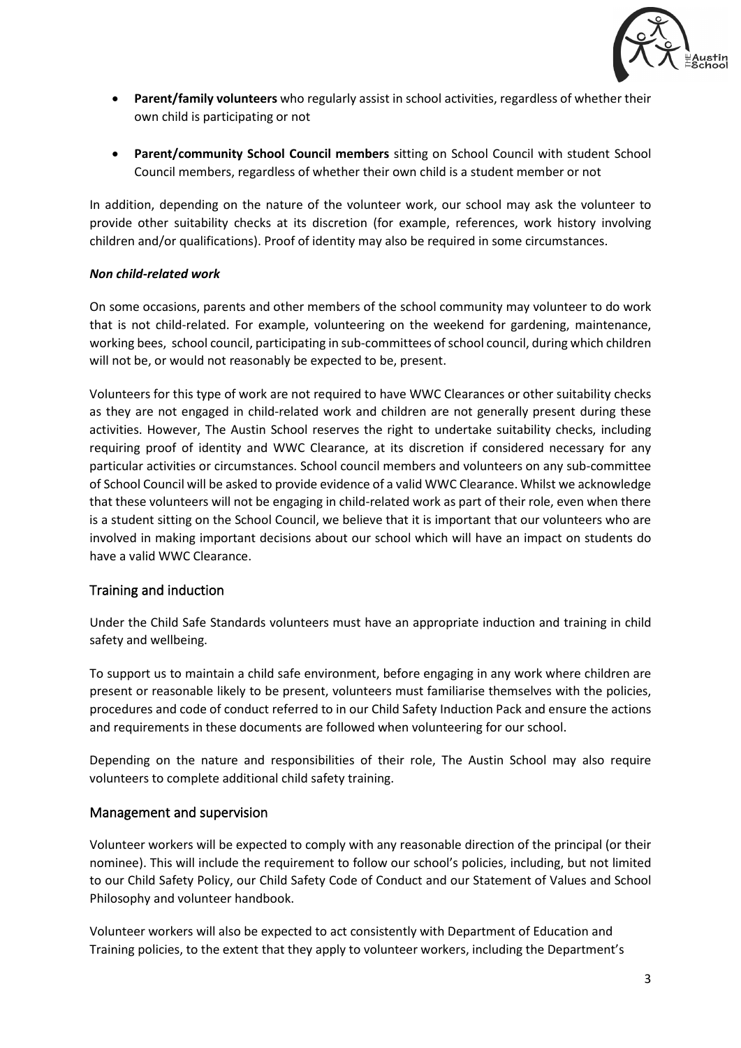- **Parent/family volunteers** who regularly assist in school activities, regardless of whether their own child is participating or not

- **Parent/community School Council members** sitting on School Council with student School Council members, regardless of whether their own child is a student member or not

In addition, depending on the nature of the volunteer work, our school may ask the volunteer to provide other suitability checks at its discretion (for example, references, work history involving children and/or qualifications). Proof of identity may also be required in some circumstances.

***Non child-related work***

On some occasions, parents and other members of the school community may volunteer to do work that is not child-related. For example, volunteering on the weekend for gardening, maintenance, working bees, school council, participating in sub-committees of school council, during which children will not be, or would not reasonably be expected to be, present.

Volunteers for this type of work are not required to have WWC Clearances or other suitability checks as they are not engaged in child-related work and children are not generally present during these activities. However, The Austin School reserves the right to undertake suitability checks, including requiring proof of identity and WWC Clearance, at its discretion if considered necessary for any particular activities or circumstances. School council members and volunteers on any sub-committee of School Council will be asked to provide evidence of a valid WWC Clearance. Whilst we acknowledge that these volunteers will not be engaging in child-related work as part of their role, even when there is a student sitting on the School Council, we believe that it is important that our volunteers who are involved in making important decisions about our school which will have an impact on students do have a valid WWC Clearance.

## Training and induction

Under the Child Safe Standards volunteers must have an appropriate induction and training in child safety and wellbeing.

To support us to maintain a child safe environment, before engaging in any work where children are present or reasonable likely to be present, volunteers must familiarise themselves with the policies, procedures and code of conduct referred to in our Child Safety Induction Pack and ensure the actions and requirements in these documents are followed when volunteering for our school.

Depending on the nature and responsibilities of their role, The Austin School may also require volunteers to complete additional child safety training.

## Management and supervision

Volunteer workers will be expected to comply with any reasonable direction of the principal (or their nominee). This will include the requirement to follow our school's policies, including, but not limited to our Child Safety Policy, our Child Safety Code of Conduct and our Statement of Values and School Philosophy and volunteer handbook.

Volunteer workers will also be expected to act consistently with Department of Education and Training policies, to the extent that they apply to volunteer workers, including the Department's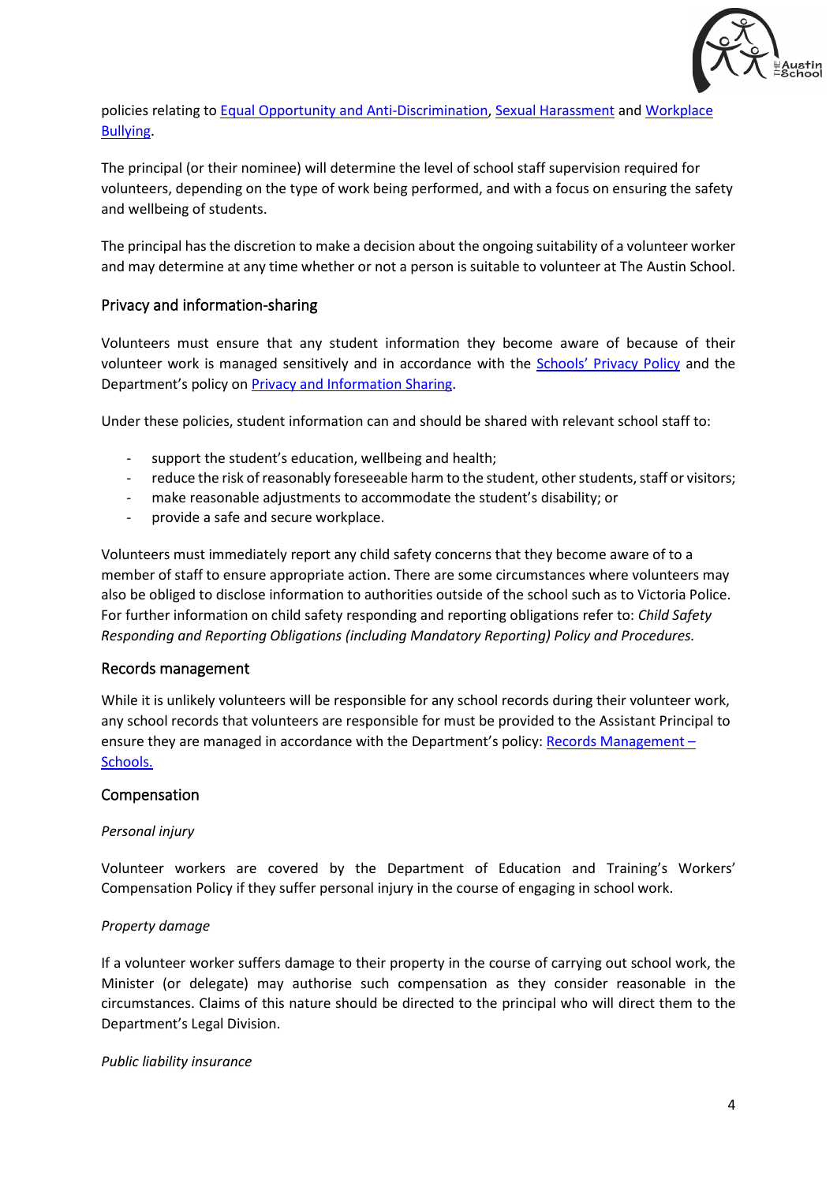policies relating to [Equal Opportunity and Anti-Discrimination](), [Sexual Harassment]() and [Workplace Bullying]().

The principal (or their nominee) will determine the level of school staff supervision required for volunteers, depending on the type of work being performed, and with a focus on ensuring the safety and wellbeing of students.

The principal has the discretion to make a decision about the ongoing suitability of a volunteer worker and may determine at any time whether or not a person is suitable to volunteer at The Austin School.

## Privacy and information-sharing

Volunteers must ensure that any student information they become aware of because of their volunteer work is managed sensitively and in accordance with the [Schools' Privacy Policy]() and the Department's policy on [Privacy and Information Sharing]().

Under these policies, student information can and should be shared with relevant school staff to:

- support the student's education, wellbeing and health;
- reduce the risk of reasonably foreseeable harm to the student, other students, staff or visitors;
- make reasonable adjustments to accommodate the student's disability; or
- provide a safe and secure workplace.

Volunteers must immediately report any child safety concerns that they become aware of to a member of staff to ensure appropriate action. There are some circumstances where volunteers may also be obliged to disclose information to authorities outside of the school such as to Victoria Police. For further information on child safety responding and reporting obligations refer to: *Child Safety Responding and Reporting Obligations (including Mandatory Reporting) Policy and Procedures.*

## Records management

While it is unlikely volunteers will be responsible for any school records during their volunteer work, any school records that volunteers are responsible for must be provided to the Assistant Principal to ensure they are managed in accordance with the Department's policy: [Records Management – Schools.]()

## Compensation

*Personal injury*

Volunteer workers are covered by the Department of Education and Training's Workers' Compensation Policy if they suffer personal injury in the course of engaging in school work.

*Property damage*

If a volunteer worker suffers damage to their property in the course of carrying out school work, the Minister (or delegate) may authorise such compensation as they consider reasonable in the circumstances. Claims of this nature should be directed to the principal who will direct them to the Department's Legal Division.

*Public liability insurance*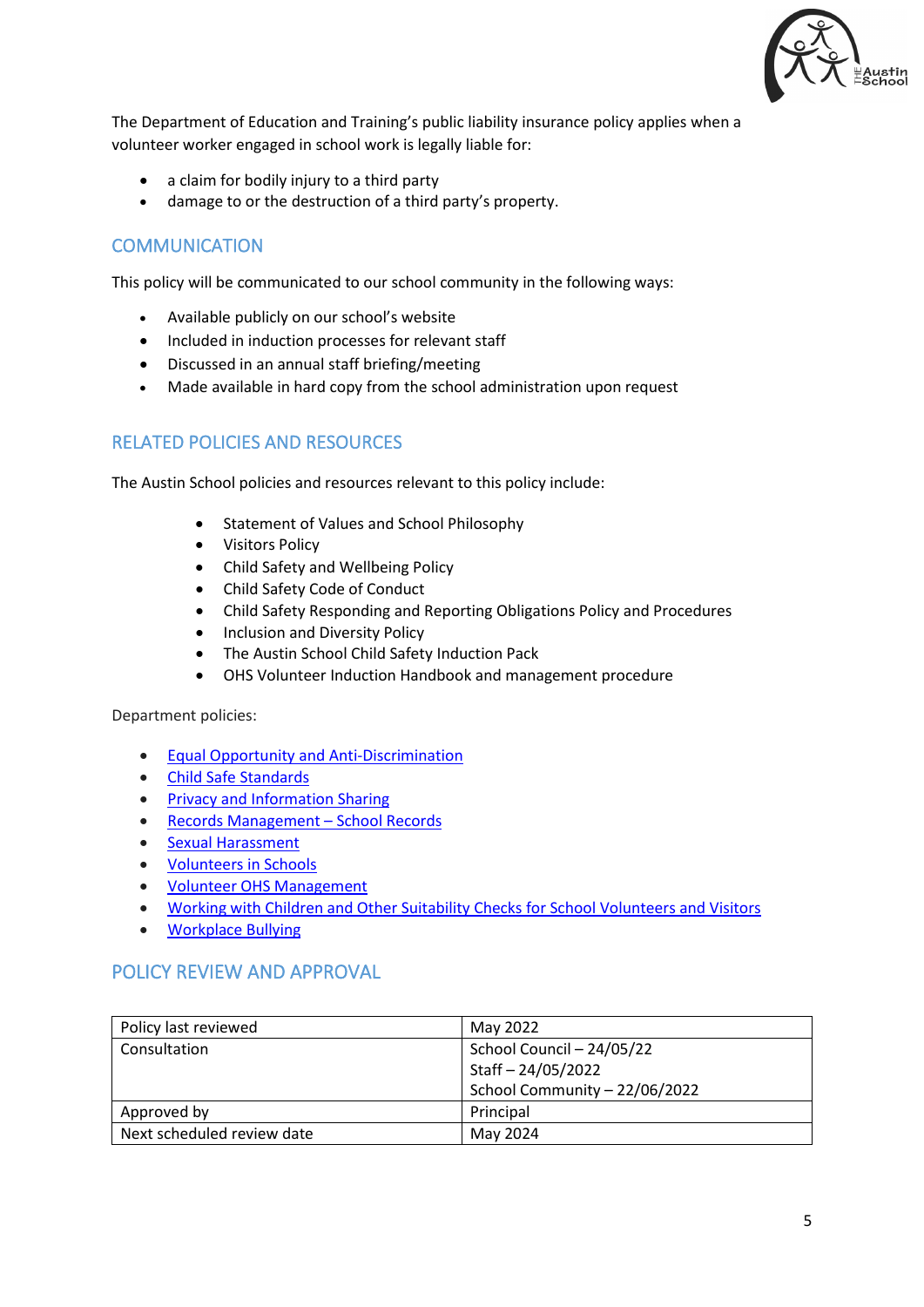The Department of Education and Training's public liability insurance policy applies when a volunteer worker engaged in school work is legally liable for:

- a claim for bodily injury to a third party
- damage to or the destruction of a third party's property.

## COMMUNICATION

This policy will be communicated to our school community in the following ways:

- Available publicly on our school's website
- Included in induction processes for relevant staff
- Discussed in an annual staff briefing/meeting
- Made available in hard copy from the school administration upon request

## RELATED POLICIES AND RESOURCES

The Austin School policies and resources relevant to this policy include:

- Statement of Values and School Philosophy
- Visitors Policy
- Child Safety and Wellbeing Policy
- Child Safety Code of Conduct
- Child Safety Responding and Reporting Obligations Policy and Procedures
- Inclusion and Diversity Policy
- The Austin School Child Safety Induction Pack
- OHS Volunteer Induction Handbook and management procedure

Department policies:

- Equal Opportunity and Anti-Discrimination
- Child Safe Standards
- Privacy and Information Sharing
- Records Management – School Records
- Sexual Harassment
- Volunteers in Schools
- Volunteer OHS Management
- Working with Children and Other Suitability Checks for School Volunteers and Visitors
- Workplace Bullying

## POLICY REVIEW AND APPROVAL

| | |
|---|---|
| Policy last reviewed | May 2022 |
| Consultation | School Council – 24/05/22<br>Staff – 24/05/2022<br>School Community – 22/06/2022 |
| Approved by | Principal |
| Next scheduled review date | May 2024 |